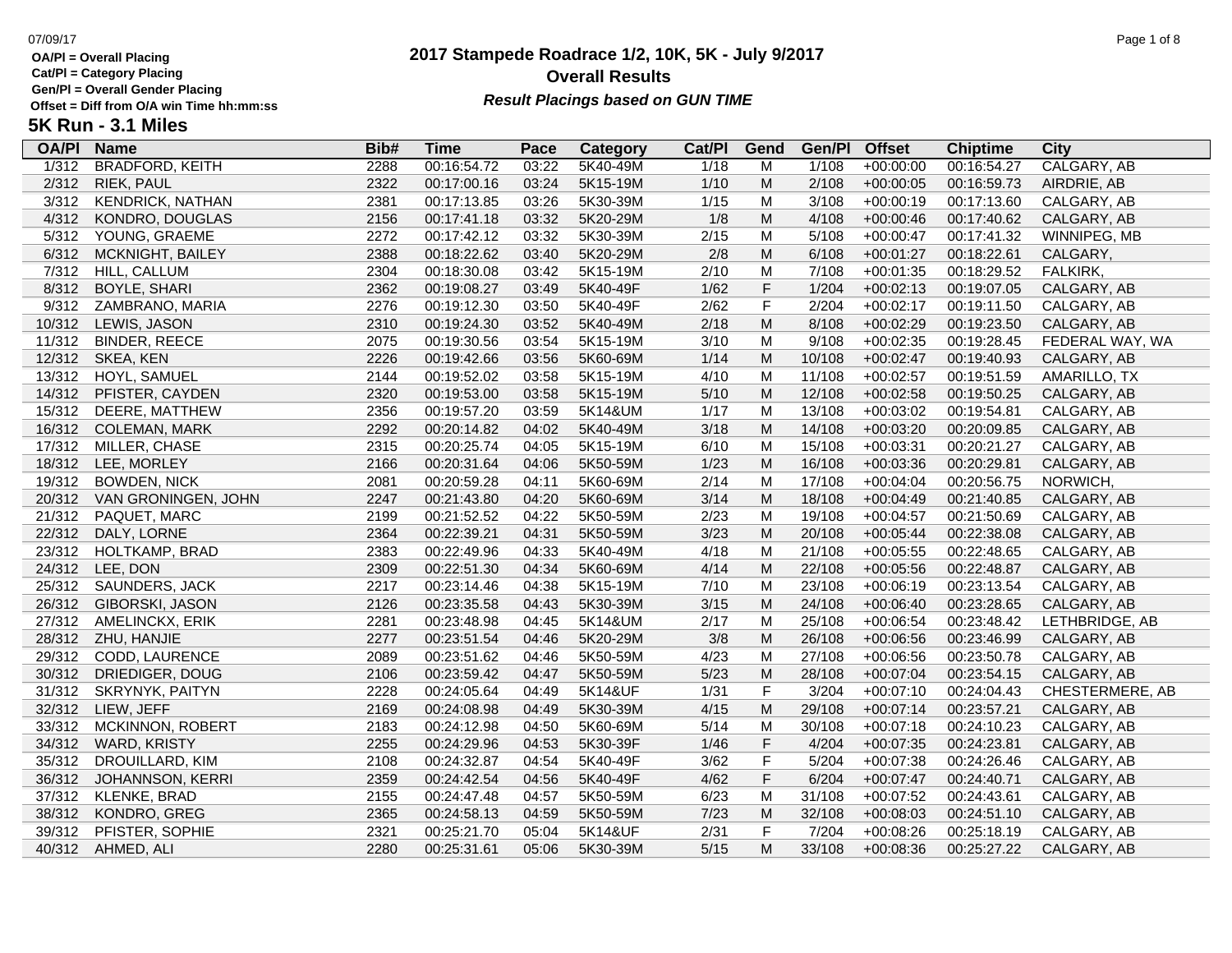OA/Pl = Overall Placing
Cat/Pl = Category Placing
Gen/Pl = Overall Gender Placing
Offset = Diff from O/A win Time hh:mm:ss

# 2017 Stampede Roadrace 1/2, 10K, 5K - July 9/2017
## Overall Results
***Result Placings based on GUN TIME***

### 5K Run - 3.1 Miles

| OA/Pl | Name | Bib# | Time | Pace | Category | Cat/Pl | Gend | Gen/Pl | Offset | Chiptime | City |
|---|---|---|---|---|---|---|---|---|---|---|---|
| 1/312 | BRADFORD, KEITH | 2288 | 00:16:54.72 | 03:22 | 5K40-49M | 1/18 | M | 1/108 | +00:00:00 | 00:16:54.27 | CALGARY, AB |
| 2/312 | RIEK, PAUL | 2322 | 00:17:00.16 | 03:24 | 5K15-19M | 1/10 | M | 2/108 | +00:00:05 | 00:16:59.73 | AIRDRIE, AB |
| 3/312 | KENDRICK, NATHAN | 2381 | 00:17:13.85 | 03:26 | 5K30-39M | 1/15 | M | 3/108 | +00:00:19 | 00:17:13.60 | CALGARY, AB |
| 4/312 | KONDRO, DOUGLAS | 2156 | 00:17:41.18 | 03:32 | 5K20-29M | 1/8 | M | 4/108 | +00:00:46 | 00:17:40.62 | CALGARY, AB |
| 5/312 | YOUNG, GRAEME | 2272 | 00:17:42.12 | 03:32 | 5K30-39M | 2/15 | M | 5/108 | +00:00:47 | 00:17:41.32 | WINNIPEG, MB |
| 6/312 | MCKNIGHT, BAILEY | 2388 | 00:18:22.62 | 03:40 | 5K20-29M | 2/8 | M | 6/108 | +00:01:27 | 00:18:22.61 | CALGARY, |
| 7/312 | HILL, CALLUM | 2304 | 00:18:30.08 | 03:42 | 5K15-19M | 2/10 | M | 7/108 | +00:01:35 | 00:18:29.52 | FALKIRK, |
| 8/312 | BOYLE, SHARI | 2362 | 00:19:08.27 | 03:49 | 5K40-49F | 1/62 | F | 1/204 | +00:02:13 | 00:19:07.05 | CALGARY, AB |
| 9/312 | ZAMBRANO, MARIA | 2276 | 00:19:12.30 | 03:50 | 5K40-49F | 2/62 | F | 2/204 | +00:02:17 | 00:19:11.50 | CALGARY, AB |
| 10/312 | LEWIS, JASON | 2310 | 00:19:24.30 | 03:52 | 5K40-49M | 2/18 | M | 8/108 | +00:02:29 | 00:19:23.50 | CALGARY, AB |
| 11/312 | BINDER, REECE | 2075 | 00:19:30.56 | 03:54 | 5K15-19M | 3/10 | M | 9/108 | +00:02:35 | 00:19:28.45 | FEDERAL WAY, WA |
| 12/312 | SKEA, KEN | 2226 | 00:19:42.66 | 03:56 | 5K60-69M | 1/14 | M | 10/108 | +00:02:47 | 00:19:40.93 | CALGARY, AB |
| 13/312 | HOYL, SAMUEL | 2144 | 00:19:52.02 | 03:58 | 5K15-19M | 4/10 | M | 11/108 | +00:02:57 | 00:19:51.59 | AMARILLO, TX |
| 14/312 | PFISTER, CAYDEN | 2320 | 00:19:53.00 | 03:58 | 5K15-19M | 5/10 | M | 12/108 | +00:02:58 | 00:19:50.25 | CALGARY, AB |
| 15/312 | DEERE, MATTHEW | 2356 | 00:19:57.20 | 03:59 | 5K14&UM | 1/17 | M | 13/108 | +00:03:02 | 00:19:54.81 | CALGARY, AB |
| 16/312 | COLEMAN, MARK | 2292 | 00:20:14.82 | 04:02 | 5K40-49M | 3/18 | M | 14/108 | +00:03:20 | 00:20:09.85 | CALGARY, AB |
| 17/312 | MILLER, CHASE | 2315 | 00:20:25.74 | 04:05 | 5K15-19M | 6/10 | M | 15/108 | +00:03:31 | 00:20:21.27 | CALGARY, AB |
| 18/312 | LEE, MORLEY | 2166 | 00:20:31.64 | 04:06 | 5K50-59M | 1/23 | M | 16/108 | +00:03:36 | 00:20:29.81 | CALGARY, AB |
| 19/312 | BOWDEN, NICK | 2081 | 00:20:59.28 | 04:11 | 5K60-69M | 2/14 | M | 17/108 | +00:04:04 | 00:20:56.75 | NORWICH, |
| 20/312 | VAN GRONINGEN, JOHN | 2247 | 00:21:43.80 | 04:20 | 5K60-69M | 3/14 | M | 18/108 | +00:04:49 | 00:21:40.85 | CALGARY, AB |
| 21/312 | PAQUET, MARC | 2199 | 00:21:52.52 | 04:22 | 5K50-59M | 2/23 | M | 19/108 | +00:04:57 | 00:21:50.69 | CALGARY, AB |
| 22/312 | DALY, LORNE | 2364 | 00:22:39.21 | 04:31 | 5K50-59M | 3/23 | M | 20/108 | +00:05:44 | 00:22:38.08 | CALGARY, AB |
| 23/312 | HOLTKAMP, BRAD | 2383 | 00:22:49.96 | 04:33 | 5K40-49M | 4/18 | M | 21/108 | +00:05:55 | 00:22:48.65 | CALGARY, AB |
| 24/312 | LEE, DON | 2309 | 00:22:51.30 | 04:34 | 5K60-69M | 4/14 | M | 22/108 | +00:05:56 | 00:22:48.87 | CALGARY, AB |
| 25/312 | SAUNDERS, JACK | 2217 | 00:23:14.46 | 04:38 | 5K15-19M | 7/10 | M | 23/108 | +00:06:19 | 00:23:13.54 | CALGARY, AB |
| 26/312 | GIBORSKI, JASON | 2126 | 00:23:35.58 | 04:43 | 5K30-39M | 3/15 | M | 24/108 | +00:06:40 | 00:23:28.65 | CALGARY, AB |
| 27/312 | AMELINCKX, ERIK | 2281 | 00:23:48.98 | 04:45 | 5K14&UM | 2/17 | M | 25/108 | +00:06:54 | 00:23:48.42 | LETHBRIDGE, AB |
| 28/312 | ZHU, HANJIE | 2277 | 00:23:51.54 | 04:46 | 5K20-29M | 3/8 | M | 26/108 | +00:06:56 | 00:23:46.99 | CALGARY, AB |
| 29/312 | CODD, LAURENCE | 2089 | 00:23:51.62 | 04:46 | 5K50-59M | 4/23 | M | 27/108 | +00:06:56 | 00:23:50.78 | CALGARY, AB |
| 30/312 | DRIEDIGER, DOUG | 2106 | 00:23:59.42 | 04:47 | 5K50-59M | 5/23 | M | 28/108 | +00:07:04 | 00:23:54.15 | CALGARY, AB |
| 31/312 | SKRYNYK, PAITYN | 2228 | 00:24:05.64 | 04:49 | 5K14&UF | 1/31 | F | 3/204 | +00:07:10 | 00:24:04.43 | CHESTERMERE, AB |
| 32/312 | LIEW, JEFF | 2169 | 00:24:08.98 | 04:49 | 5K30-39M | 4/15 | M | 29/108 | +00:07:14 | 00:23:57.21 | CALGARY, AB |
| 33/312 | MCKINNON, ROBERT | 2183 | 00:24:12.98 | 04:50 | 5K60-69M | 5/14 | M | 30/108 | +00:07:18 | 00:24:10.23 | CALGARY, AB |
| 34/312 | WARD, KRISTY | 2255 | 00:24:29.96 | 04:53 | 5K30-39F | 1/46 | F | 4/204 | +00:07:35 | 00:24:23.81 | CALGARY, AB |
| 35/312 | DROUILLARD, KIM | 2108 | 00:24:32.87 | 04:54 | 5K40-49F | 3/62 | F | 5/204 | +00:07:38 | 00:24:26.46 | CALGARY, AB |
| 36/312 | JOHANNSON, KERRI | 2359 | 00:24:42.54 | 04:56 | 5K40-49F | 4/62 | F | 6/204 | +00:07:47 | 00:24:40.71 | CALGARY, AB |
| 37/312 | KLENKE, BRAD | 2155 | 00:24:47.48 | 04:57 | 5K50-59M | 6/23 | M | 31/108 | +00:07:52 | 00:24:43.61 | CALGARY, AB |
| 38/312 | KONDRO, GREG | 2365 | 00:24:58.13 | 04:59 | 5K50-59M | 7/23 | M | 32/108 | +00:08:03 | 00:24:51.10 | CALGARY, AB |
| 39/312 | PFISTER, SOPHIE | 2321 | 00:25:21.70 | 05:04 | 5K14&UF | 2/31 | F | 7/204 | +00:08:26 | 00:25:18.19 | CALGARY, AB |
| 40/312 | AHMED, ALI | 2280 | 00:25:31.61 | 05:06 | 5K30-39M | 5/15 | M | 33/108 | +00:08:36 | 00:25:27.22 | CALGARY, AB |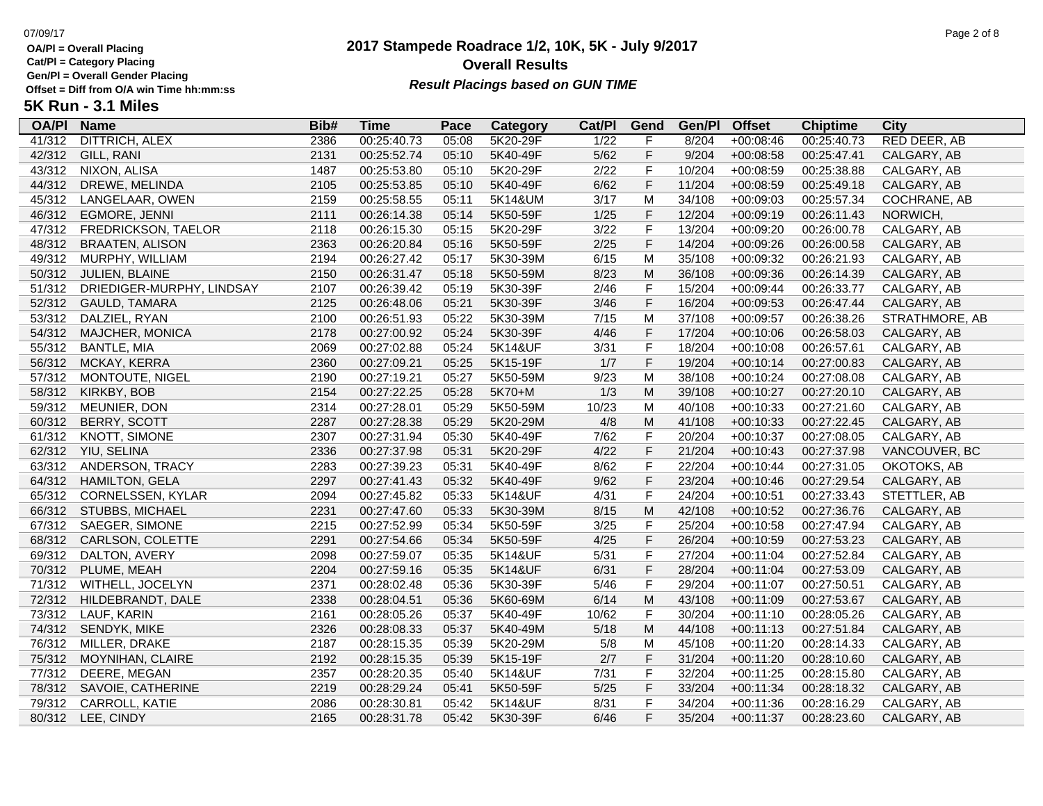**OA/Pl = Overall Placing**
**Cat/Pl = Category Placing**
**Gen/Pl = Overall Gender Placing**
**Offset = Diff from O/A win Time hh:mm:ss**

# 2017 Stampede Roadrace 1/2, 10K, 5K - July 9/2017

## Overall Results

***Result Placings based on GUN TIME***

## 5K Run - 3.1 Miles

| OA/Pl | Name | Bib# | Time | Pace | Category | Cat/Pl | Gend | Gen/Pl | Offset | Chiptime | City |
|---|---|---|---|---|---|---|---|---|---|---|---|
| 41/312 | DITTRICH, ALEX | 2386 | 00:25:40.73 | 05:08 | 5K20-29F | 1/22 | F | 8/204 | +00:08:46 | 00:25:40.73 | RED DEER, AB |
| 42/312 | GILL, RANI | 2131 | 00:25:52.74 | 05:10 | 5K40-49F | 5/62 | F | 9/204 | +00:08:58 | 00:25:47.41 | CALGARY, AB |
| 43/312 | NIXON, ALISA | 1487 | 00:25:53.80 | 05:10 | 5K20-29F | 2/22 | F | 10/204 | +00:08:59 | 00:25:38.88 | CALGARY, AB |
| 44/312 | DREWE, MELINDA | 2105 | 00:25:53.85 | 05:10 | 5K40-49F | 6/62 | F | 11/204 | +00:08:59 | 00:25:49.18 | CALGARY, AB |
| 45/312 | LANGELAAR, OWEN | 2159 | 00:25:58.55 | 05:11 | 5K14&UM | 3/17 | M | 34/108 | +00:09:03 | 00:25:57.34 | COCHRANE, AB |
| 46/312 | EGMORE, JENNI | 2111 | 00:26:14.38 | 05:14 | 5K50-59F | 1/25 | F | 12/204 | +00:09:19 | 00:26:11.43 | NORWICH, |
| 47/312 | FREDRICKSON, TAELOR | 2118 | 00:26:15.30 | 05:15 | 5K20-29F | 3/22 | F | 13/204 | +00:09:20 | 00:26:00.78 | CALGARY, AB |
| 48/312 | BRAATEN, ALISON | 2363 | 00:26:20.84 | 05:16 | 5K50-59F | 2/25 | F | 14/204 | +00:09:26 | 00:26:00.58 | CALGARY, AB |
| 49/312 | MURPHY, WILLIAM | 2194 | 00:26:27.42 | 05:17 | 5K30-39M | 6/15 | M | 35/108 | +00:09:32 | 00:26:21.93 | CALGARY, AB |
| 50/312 | JULIEN, BLAINE | 2150 | 00:26:31.47 | 05:18 | 5K50-59M | 8/23 | M | 36/108 | +00:09:36 | 00:26:14.39 | CALGARY, AB |
| 51/312 | DRIEDIGER-MURPHY, LINDSAY | 2107 | 00:26:39.42 | 05:19 | 5K30-39F | 2/46 | F | 15/204 | +00:09:44 | 00:26:33.77 | CALGARY, AB |
| 52/312 | GAULD, TAMARA | 2125 | 00:26:48.06 | 05:21 | 5K30-39F | 3/46 | F | 16/204 | +00:09:53 | 00:26:47.44 | CALGARY, AB |
| 53/312 | DALZIEL, RYAN | 2100 | 00:26:51.93 | 05:22 | 5K30-39M | 7/15 | M | 37/108 | +00:09:57 | 00:26:38.26 | STRATHMORE, AB |
| 54/312 | MAJCHER, MONICA | 2178 | 00:27:00.92 | 05:24 | 5K30-39F | 4/46 | F | 17/204 | +00:10:06 | 00:26:58.03 | CALGARY, AB |
| 55/312 | BANTLE, MIA | 2069 | 00:27:02.88 | 05:24 | 5K14&UF | 3/31 | F | 18/204 | +00:10:08 | 00:26:57.61 | CALGARY, AB |
| 56/312 | MCKAY, KERRA | 2360 | 00:27:09.21 | 05:25 | 5K15-19F | 1/7 | F | 19/204 | +00:10:14 | 00:27:00.83 | CALGARY, AB |
| 57/312 | MONTOUTE, NIGEL | 2190 | 00:27:19.21 | 05:27 | 5K50-59M | 9/23 | M | 38/108 | +00:10:24 | 00:27:08.08 | CALGARY, AB |
| 58/312 | KIRKBY, BOB | 2154 | 00:27:22.25 | 05:28 | 5K70+M | 1/3 | M | 39/108 | +00:10:27 | 00:27:20.10 | CALGARY, AB |
| 59/312 | MEUNIER, DON | 2314 | 00:27:28.01 | 05:29 | 5K50-59M | 10/23 | M | 40/108 | +00:10:33 | 00:27:21.60 | CALGARY, AB |
| 60/312 | BERRY, SCOTT | 2287 | 00:27:28.38 | 05:29 | 5K20-29M | 4/8 | M | 41/108 | +00:10:33 | 00:27:22.45 | CALGARY, AB |
| 61/312 | KNOTT, SIMONE | 2307 | 00:27:31.94 | 05:30 | 5K40-49F | 7/62 | F | 20/204 | +00:10:37 | 00:27:08.05 | CALGARY, AB |
| 62/312 | YIU, SELINA | 2336 | 00:27:37.98 | 05:31 | 5K20-29F | 4/22 | F | 21/204 | +00:10:43 | 00:27:37.98 | VANCOUVER, BC |
| 63/312 | ANDERSON, TRACY | 2283 | 00:27:39.23 | 05:31 | 5K40-49F | 8/62 | F | 22/204 | +00:10:44 | 00:27:31.05 | OKOTOKS, AB |
| 64/312 | HAMILTON, GELA | 2297 | 00:27:41.43 | 05:32 | 5K40-49F | 9/62 | F | 23/204 | +00:10:46 | 00:27:29.54 | CALGARY, AB |
| 65/312 | CORNELSSEN, KYLAR | 2094 | 00:27:45.82 | 05:33 | 5K14&UF | 4/31 | F | 24/204 | +00:10:51 | 00:27:33.43 | STETTLER, AB |
| 66/312 | STUBBS, MICHAEL | 2231 | 00:27:47.60 | 05:33 | 5K30-39M | 8/15 | M | 42/108 | +00:10:52 | 00:27:36.76 | CALGARY, AB |
| 67/312 | SAEGER, SIMONE | 2215 | 00:27:52.99 | 05:34 | 5K50-59F | 3/25 | F | 25/204 | +00:10:58 | 00:27:47.94 | CALGARY, AB |
| 68/312 | CARLSON, COLETTE | 2291 | 00:27:54.66 | 05:34 | 5K50-59F | 4/25 | F | 26/204 | +00:10:59 | 00:27:53.23 | CALGARY, AB |
| 69/312 | DALTON, AVERY | 2098 | 00:27:59.07 | 05:35 | 5K14&UF | 5/31 | F | 27/204 | +00:11:04 | 00:27:52.84 | CALGARY, AB |
| 70/312 | PLUME, MEAH | 2204 | 00:27:59.16 | 05:35 | 5K14&UF | 6/31 | F | 28/204 | +00:11:04 | 00:27:53.09 | CALGARY, AB |
| 71/312 | WITHELL, JOCELYN | 2371 | 00:28:02.48 | 05:36 | 5K30-39F | 5/46 | F | 29/204 | +00:11:07 | 00:27:50.51 | CALGARY, AB |
| 72/312 | HILDEBRANDT, DALE | 2338 | 00:28:04.51 | 05:36 | 5K60-69M | 6/14 | M | 43/108 | +00:11:09 | 00:27:53.67 | CALGARY, AB |
| 73/312 | LAUF, KARIN | 2161 | 00:28:05.26 | 05:37 | 5K40-49F | 10/62 | F | 30/204 | +00:11:10 | 00:28:05.26 | CALGARY, AB |
| 74/312 | SENDYK, MIKE | 2326 | 00:28:08.33 | 05:37 | 5K40-49M | 5/18 | M | 44/108 | +00:11:13 | 00:27:51.84 | CALGARY, AB |
| 76/312 | MILLER, DRAKE | 2187 | 00:28:15.35 | 05:39 | 5K20-29M | 5/8 | M | 45/108 | +00:11:20 | 00:28:14.33 | CALGARY, AB |
| 75/312 | MOYNIHAN, CLAIRE | 2192 | 00:28:15.35 | 05:39 | 5K15-19F | 2/7 | F | 31/204 | +00:11:20 | 00:28:10.60 | CALGARY, AB |
| 77/312 | DEERE, MEGAN | 2357 | 00:28:20.35 | 05:40 | 5K14&UF | 7/31 | F | 32/204 | +00:11:25 | 00:28:15.80 | CALGARY, AB |
| 78/312 | SAVOIE, CATHERINE | 2219 | 00:28:29.24 | 05:41 | 5K50-59F | 5/25 | F | 33/204 | +00:11:34 | 00:28:18.32 | CALGARY, AB |
| 79/312 | CARROLL, KATIE | 2086 | 00:28:30.81 | 05:42 | 5K14&UF | 8/31 | F | 34/204 | +00:11:36 | 00:28:16.29 | CALGARY, AB |
| 80/312 | LEE, CINDY | 2165 | 00:28:31.78 | 05:42 | 5K30-39F | 6/46 | F | 35/204 | +00:11:37 | 00:28:23.60 | CALGARY, AB |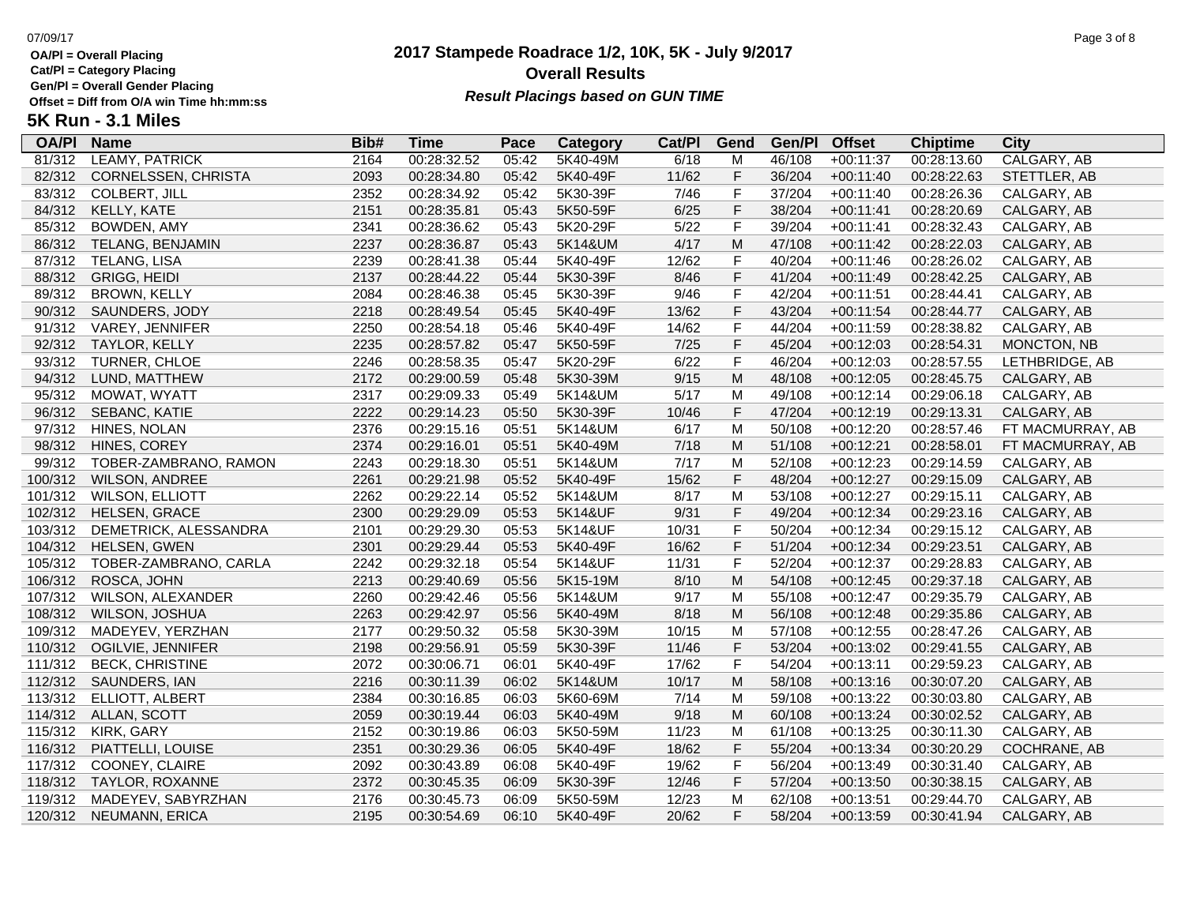**OA/Pl = Overall Placing**
**Cat/Pl = Category Placing**
**Gen/Pl = Overall Gender Placing**
**Offset = Diff from O/A win Time hh:mm:ss**

# 2017 Stampede Roadrace 1/2, 10K, 5K - July 9/2017

## Overall Results

***Result Placings based on GUN TIME***

## 5K Run - 3.1 Miles

| OA/Pl | Name | Bib# | Time | Pace | Category | Cat/Pl | Gend | Gen/Pl | Offset | Chiptime | City |
|---|---|---|---|---|---|---|---|---|---|---|---|
| 81/312 | LEAMY, PATRICK | 2164 | 00:28:32.52 | 05:42 | 5K40-49M | 6/18 | M | 46/108 | +00:11:37 | 00:28:13.60 | CALGARY, AB |
| 82/312 | CORNELSSEN, CHRISTA | 2093 | 00:28:34.80 | 05:42 | 5K40-49F | 11/62 | F | 36/204 | +00:11:40 | 00:28:22.63 | STETTLER, AB |
| 83/312 | COLBERT, JILL | 2352 | 00:28:34.92 | 05:42 | 5K30-39F | 7/46 | F | 37/204 | +00:11:40 | 00:28:26.36 | CALGARY, AB |
| 84/312 | KELLY, KATE | 2151 | 00:28:35.81 | 05:43 | 5K50-59F | 6/25 | F | 38/204 | +00:11:41 | 00:28:20.69 | CALGARY, AB |
| 85/312 | BOWDEN, AMY | 2341 | 00:28:36.62 | 05:43 | 5K20-29F | 5/22 | F | 39/204 | +00:11:41 | 00:28:32.43 | CALGARY, AB |
| 86/312 | TELANG, BENJAMIN | 2237 | 00:28:36.87 | 05:43 | 5K14&UM | 4/17 | M | 47/108 | +00:11:42 | 00:28:22.03 | CALGARY, AB |
| 87/312 | TELANG, LISA | 2239 | 00:28:41.38 | 05:44 | 5K40-49F | 12/62 | F | 40/204 | +00:11:46 | 00:28:26.02 | CALGARY, AB |
| 88/312 | GRIGG, HEIDI | 2137 | 00:28:44.22 | 05:44 | 5K30-39F | 8/46 | F | 41/204 | +00:11:49 | 00:28:42.25 | CALGARY, AB |
| 89/312 | BROWN, KELLY | 2084 | 00:28:46.38 | 05:45 | 5K30-39F | 9/46 | F | 42/204 | +00:11:51 | 00:28:44.41 | CALGARY, AB |
| 90/312 | SAUNDERS, JODY | 2218 | 00:28:49.54 | 05:45 | 5K40-49F | 13/62 | F | 43/204 | +00:11:54 | 00:28:44.77 | CALGARY, AB |
| 91/312 | VAREY, JENNIFER | 2250 | 00:28:54.18 | 05:46 | 5K40-49F | 14/62 | F | 44/204 | +00:11:59 | 00:28:38.82 | CALGARY, AB |
| 92/312 | TAYLOR, KELLY | 2235 | 00:28:57.82 | 05:47 | 5K50-59F | 7/25 | F | 45/204 | +00:12:03 | 00:28:54.31 | MONCTON, NB |
| 93/312 | TURNER, CHLOE | 2246 | 00:28:58.35 | 05:47 | 5K20-29F | 6/22 | F | 46/204 | +00:12:03 | 00:28:57.55 | LETHBRIDGE, AB |
| 94/312 | LUND, MATTHEW | 2172 | 00:29:00.59 | 05:48 | 5K30-39M | 9/15 | M | 48/108 | +00:12:05 | 00:28:45.75 | CALGARY, AB |
| 95/312 | MOWAT, WYATT | 2317 | 00:29:09.33 | 05:49 | 5K14&UM | 5/17 | M | 49/108 | +00:12:14 | 00:29:06.18 | CALGARY, AB |
| 96/312 | SEBANC, KATIE | 2222 | 00:29:14.23 | 05:50 | 5K30-39F | 10/46 | F | 47/204 | +00:12:19 | 00:29:13.31 | CALGARY, AB |
| 97/312 | HINES, NOLAN | 2376 | 00:29:15.16 | 05:51 | 5K14&UM | 6/17 | M | 50/108 | +00:12:20 | 00:28:57.46 | FT MACMURRAY, AB |
| 98/312 | HINES, COREY | 2374 | 00:29:16.01 | 05:51 | 5K40-49M | 7/18 | M | 51/108 | +00:12:21 | 00:28:58.01 | FT MACMURRAY, AB |
| 99/312 | TOBER-ZAMBRANO, RAMON | 2243 | 00:29:18.30 | 05:51 | 5K14&UM | 7/17 | M | 52/108 | +00:12:23 | 00:29:14.59 | CALGARY, AB |
| 100/312 | WILSON, ANDREE | 2261 | 00:29:21.98 | 05:52 | 5K40-49F | 15/62 | F | 48/204 | +00:12:27 | 00:29:15.09 | CALGARY, AB |
| 101/312 | WILSON, ELLIOTT | 2262 | 00:29:22.14 | 05:52 | 5K14&UM | 8/17 | M | 53/108 | +00:12:27 | 00:29:15.11 | CALGARY, AB |
| 102/312 | HELSEN, GRACE | 2300 | 00:29:29.09 | 05:53 | 5K14&UF | 9/31 | F | 49/204 | +00:12:34 | 00:29:23.16 | CALGARY, AB |
| 103/312 | DEMETRICK, ALESSANDRA | 2101 | 00:29:29.30 | 05:53 | 5K14&UF | 10/31 | F | 50/204 | +00:12:34 | 00:29:15.12 | CALGARY, AB |
| 104/312 | HELSEN, GWEN | 2301 | 00:29:29.44 | 05:53 | 5K40-49F | 16/62 | F | 51/204 | +00:12:34 | 00:29:23.51 | CALGARY, AB |
| 105/312 | TOBER-ZAMBRANO, CARLA | 2242 | 00:29:32.18 | 05:54 | 5K14&UF | 11/31 | F | 52/204 | +00:12:37 | 00:29:28.83 | CALGARY, AB |
| 106/312 | ROSCA, JOHN | 2213 | 00:29:40.69 | 05:56 | 5K15-19M | 8/10 | M | 54/108 | +00:12:45 | 00:29:37.18 | CALGARY, AB |
| 107/312 | WILSON, ALEXANDER | 2260 | 00:29:42.46 | 05:56 | 5K14&UM | 9/17 | M | 55/108 | +00:12:47 | 00:29:35.79 | CALGARY, AB |
| 108/312 | WILSON, JOSHUA | 2263 | 00:29:42.97 | 05:56 | 5K40-49M | 8/18 | M | 56/108 | +00:12:48 | 00:29:35.86 | CALGARY, AB |
| 109/312 | MADEYEV, YERZHAN | 2177 | 00:29:50.32 | 05:58 | 5K30-39M | 10/15 | M | 57/108 | +00:12:55 | 00:28:47.26 | CALGARY, AB |
| 110/312 | OGILVIE, JENNIFER | 2198 | 00:29:56.91 | 05:59 | 5K30-39F | 11/46 | F | 53/204 | +00:13:02 | 00:29:41.55 | CALGARY, AB |
| 111/312 | BECK, CHRISTINE | 2072 | 00:30:06.71 | 06:01 | 5K40-49F | 17/62 | F | 54/204 | +00:13:11 | 00:29:59.23 | CALGARY, AB |
| 112/312 | SAUNDERS, IAN | 2216 | 00:30:11.39 | 06:02 | 5K14&UM | 10/17 | M | 58/108 | +00:13:16 | 00:30:07.20 | CALGARY, AB |
| 113/312 | ELLIOTT, ALBERT | 2384 | 00:30:16.85 | 06:03 | 5K60-69M | 7/14 | M | 59/108 | +00:13:22 | 00:30:03.80 | CALGARY, AB |
| 114/312 | ALLAN, SCOTT | 2059 | 00:30:19.44 | 06:03 | 5K40-49M | 9/18 | M | 60/108 | +00:13:24 | 00:30:02.52 | CALGARY, AB |
| 115/312 | KIRK, GARY | 2152 | 00:30:19.86 | 06:03 | 5K50-59M | 11/23 | M | 61/108 | +00:13:25 | 00:30:11.30 | CALGARY, AB |
| 116/312 | PIATTELLI, LOUISE | 2351 | 00:30:29.36 | 06:05 | 5K40-49F | 18/62 | F | 55/204 | +00:13:34 | 00:30:20.29 | COCHRANE, AB |
| 117/312 | COONEY, CLAIRE | 2092 | 00:30:43.89 | 06:08 | 5K40-49F | 19/62 | F | 56/204 | +00:13:49 | 00:30:31.40 | CALGARY, AB |
| 118/312 | TAYLOR, ROXANNE | 2372 | 00:30:45.35 | 06:09 | 5K30-39F | 12/46 | F | 57/204 | +00:13:50 | 00:30:38.15 | CALGARY, AB |
| 119/312 | MADEYEV, SABYRZHAN | 2176 | 00:30:45.73 | 06:09 | 5K50-59M | 12/23 | M | 62/108 | +00:13:51 | 00:29:44.70 | CALGARY, AB |
| 120/312 | NEUMANN, ERICA | 2195 | 00:30:54.69 | 06:10 | 5K40-49F | 20/62 | F | 58/204 | +00:13:59 | 00:30:41.94 | CALGARY, AB |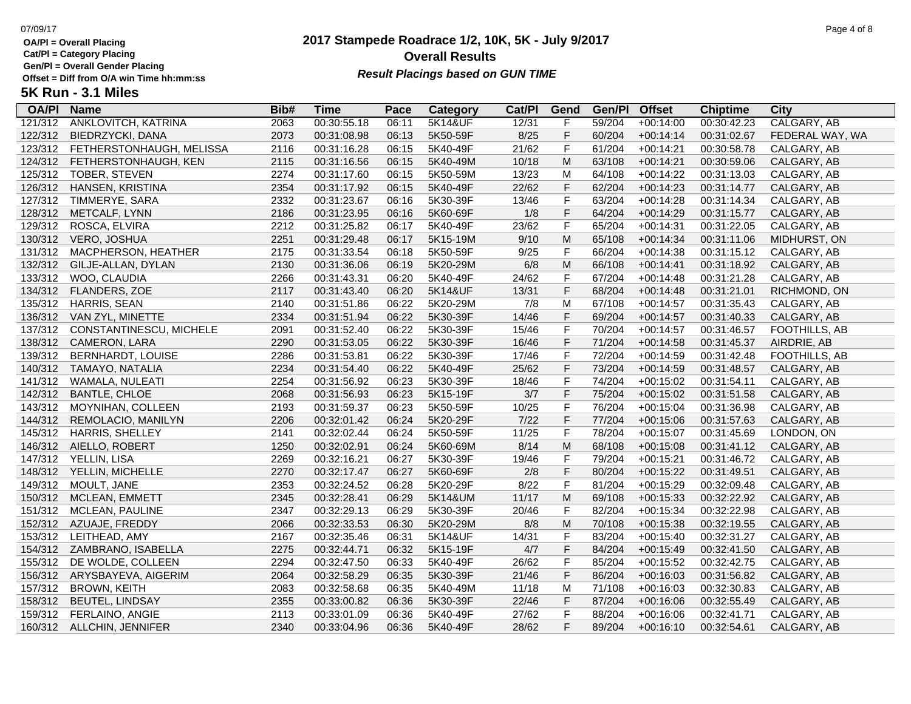**OA/Pl = Overall Placing**
**Cat/Pl = Category Placing**
**Gen/Pl = Overall Gender Placing**
**Offset = Diff from O/A win Time hh:mm:ss**

# 2017 Stampede Roadrace 1/2, 10K, 5K - July 9/2017
## Overall Results
***Result Placings based on GUN TIME***

## 5K Run - 3.1 Miles

| OA/Pl | Name | Bib# | Time | Pace | Category | Cat/Pl | Gend | Gen/Pl | Offset | Chiptime | City |
|---|---|---|---|---|---|---|---|---|---|---|---|
| 121/312 | ANKLOVITCH, KATRINA | 2063 | 00:30:55.18 | 06:11 | 5K14&UF | 12/31 | F | 59/204 | +00:14:00 | 00:30:42.23 | CALGARY, AB |
| 122/312 | BIEDRZYCKI, DANA | 2073 | 00:31:08.98 | 06:13 | 5K50-59F | 8/25 | F | 60/204 | +00:14:14 | 00:31:02.67 | FEDERAL WAY, WA |
| 123/312 | FETHERSTONHAUGH, MELISSA | 2116 | 00:31:16.28 | 06:15 | 5K40-49F | 21/62 | F | 61/204 | +00:14:21 | 00:30:58.78 | CALGARY, AB |
| 124/312 | FETHERSTONHAUGH, KEN | 2115 | 00:31:16.56 | 06:15 | 5K40-49M | 10/18 | M | 63/108 | +00:14:21 | 00:30:59.06 | CALGARY, AB |
| 125/312 | TOBER, STEVEN | 2274 | 00:31:17.60 | 06:15 | 5K50-59M | 13/23 | M | 64/108 | +00:14:22 | 00:31:13.03 | CALGARY, AB |
| 126/312 | HANSEN, KRISTINA | 2354 | 00:31:17.92 | 06:15 | 5K40-49F | 22/62 | F | 62/204 | +00:14:23 | 00:31:14.77 | CALGARY, AB |
| 127/312 | TIMMERYE, SARA | 2332 | 00:31:23.67 | 06:16 | 5K30-39F | 13/46 | F | 63/204 | +00:14:28 | 00:31:14.34 | CALGARY, AB |
| 128/312 | METCALF, LYNN | 2186 | 00:31:23.95 | 06:16 | 5K60-69F | 1/8 | F | 64/204 | +00:14:29 | 00:31:15.77 | CALGARY, AB |
| 129/312 | ROSCA, ELVIRA | 2212 | 00:31:25.82 | 06:17 | 5K40-49F | 23/62 | F | 65/204 | +00:14:31 | 00:31:22.05 | CALGARY, AB |
| 130/312 | VERO, JOSHUA | 2251 | 00:31:29.48 | 06:17 | 5K15-19M | 9/10 | M | 65/108 | +00:14:34 | 00:31:11.06 | MIDHURST, ON |
| 131/312 | MACPHERSON, HEATHER | 2175 | 00:31:33.54 | 06:18 | 5K50-59F | 9/25 | F | 66/204 | +00:14:38 | 00:31:15.12 | CALGARY, AB |
| 132/312 | GILJE-ALLAN, DYLAN | 2130 | 00:31:36.06 | 06:19 | 5K20-29M | 6/8 | M | 66/108 | +00:14:41 | 00:31:18.92 | CALGARY, AB |
| 133/312 | WOO, CLAUDIA | 2266 | 00:31:43.31 | 06:20 | 5K40-49F | 24/62 | F | 67/204 | +00:14:48 | 00:31:21.28 | CALGARY, AB |
| 134/312 | FLANDERS, ZOE | 2117 | 00:31:43.40 | 06:20 | 5K14&UF | 13/31 | F | 68/204 | +00:14:48 | 00:31:21.01 | RICHMOND, ON |
| 135/312 | HARRIS, SEAN | 2140 | 00:31:51.86 | 06:22 | 5K20-29M | 7/8 | M | 67/108 | +00:14:57 | 00:31:35.43 | CALGARY, AB |
| 136/312 | VAN ZYL, MINETTE | 2334 | 00:31:51.94 | 06:22 | 5K30-39F | 14/46 | F | 69/204 | +00:14:57 | 00:31:40.33 | CALGARY, AB |
| 137/312 | CONSTANTINESCU, MICHELE | 2091 | 00:31:52.40 | 06:22 | 5K30-39F | 15/46 | F | 70/204 | +00:14:57 | 00:31:46.57 | FOOTHILLS, AB |
| 138/312 | CAMERON, LARA | 2290 | 00:31:53.05 | 06:22 | 5K30-39F | 16/46 | F | 71/204 | +00:14:58 | 00:31:45.37 | AIRDRIE, AB |
| 139/312 | BERNHARDT, LOUISE | 2286 | 00:31:53.81 | 06:22 | 5K30-39F | 17/46 | F | 72/204 | +00:14:59 | 00:31:42.48 | FOOTHILLS, AB |
| 140/312 | TAMAYO, NATALIA | 2234 | 00:31:54.40 | 06:22 | 5K40-49F | 25/62 | F | 73/204 | +00:14:59 | 00:31:48.57 | CALGARY, AB |
| 141/312 | WAMALA, NULEATI | 2254 | 00:31:56.92 | 06:23 | 5K30-39F | 18/46 | F | 74/204 | +00:15:02 | 00:31:54.11 | CALGARY, AB |
| 142/312 | BANTLE, CHLOE | 2068 | 00:31:56.93 | 06:23 | 5K15-19F | 3/7 | F | 75/204 | +00:15:02 | 00:31:51.58 | CALGARY, AB |
| 143/312 | MOYNIHAN, COLLEEN | 2193 | 00:31:59.37 | 06:23 | 5K50-59F | 10/25 | F | 76/204 | +00:15:04 | 00:31:36.98 | CALGARY, AB |
| 144/312 | REMOLACIO, MANILYN | 2206 | 00:32:01.42 | 06:24 | 5K20-29F | 7/22 | F | 77/204 | +00:15:06 | 00:31:57.63 | CALGARY, AB |
| 145/312 | HARRIS, SHELLEY | 2141 | 00:32:02.44 | 06:24 | 5K50-59F | 11/25 | F | 78/204 | +00:15:07 | 00:31:45.69 | LONDON, ON |
| 146/312 | AIELLO, ROBERT | 1250 | 00:32:02.91 | 06:24 | 5K60-69M | 8/14 | M | 68/108 | +00:15:08 | 00:31:41.12 | CALGARY, AB |
| 147/312 | YELLIN, LISA | 2269 | 00:32:16.21 | 06:27 | 5K30-39F | 19/46 | F | 79/204 | +00:15:21 | 00:31:46.72 | CALGARY, AB |
| 148/312 | YELLIN, MICHELLE | 2270 | 00:32:17.47 | 06:27 | 5K60-69F | 2/8 | F | 80/204 | +00:15:22 | 00:31:49.51 | CALGARY, AB |
| 149/312 | MOULT, JANE | 2353 | 00:32:24.52 | 06:28 | 5K20-29F | 8/22 | F | 81/204 | +00:15:29 | 00:32:09.48 | CALGARY, AB |
| 150/312 | MCLEAN, EMMETT | 2345 | 00:32:28.41 | 06:29 | 5K14&UM | 11/17 | M | 69/108 | +00:15:33 | 00:32:22.92 | CALGARY, AB |
| 151/312 | MCLEAN, PAULINE | 2347 | 00:32:29.13 | 06:29 | 5K30-39F | 20/46 | F | 82/204 | +00:15:34 | 00:32:22.98 | CALGARY, AB |
| 152/312 | AZUAJE, FREDDY | 2066 | 00:32:33.53 | 06:30 | 5K20-29M | 8/8 | M | 70/108 | +00:15:38 | 00:32:19.55 | CALGARY, AB |
| 153/312 | LEITHEAD, AMY | 2167 | 00:32:35.46 | 06:31 | 5K14&UF | 14/31 | F | 83/204 | +00:15:40 | 00:32:31.27 | CALGARY, AB |
| 154/312 | ZAMBRANO, ISABELLA | 2275 | 00:32:44.71 | 06:32 | 5K15-19F | 4/7 | F | 84/204 | +00:15:49 | 00:32:41.50 | CALGARY, AB |
| 155/312 | DE WOLDE, COLLEEN | 2294 | 00:32:47.50 | 06:33 | 5K40-49F | 26/62 | F | 85/204 | +00:15:52 | 00:32:42.75 | CALGARY, AB |
| 156/312 | ARYSBAYEVA, AIGERIM | 2064 | 00:32:58.29 | 06:35 | 5K30-39F | 21/46 | F | 86/204 | +00:16:03 | 00:31:56.82 | CALGARY, AB |
| 157/312 | BROWN, KEITH | 2083 | 00:32:58.68 | 06:35 | 5K40-49M | 11/18 | M | 71/108 | +00:16:03 | 00:32:30.83 | CALGARY, AB |
| 158/312 | BEUTEL, LINDSAY | 2355 | 00:33:00.82 | 06:36 | 5K30-39F | 22/46 | F | 87/204 | +00:16:06 | 00:32:55.49 | CALGARY, AB |
| 159/312 | FERLAINO, ANGIE | 2113 | 00:33:01.09 | 06:36 | 5K40-49F | 27/62 | F | 88/204 | +00:16:06 | 00:32:41.71 | CALGARY, AB |
| 160/312 | ALLCHIN, JENNIFER | 2340 | 00:33:04.96 | 06:36 | 5K40-49F | 28/62 | F | 89/204 | +00:16:10 | 00:32:54.61 | CALGARY, AB |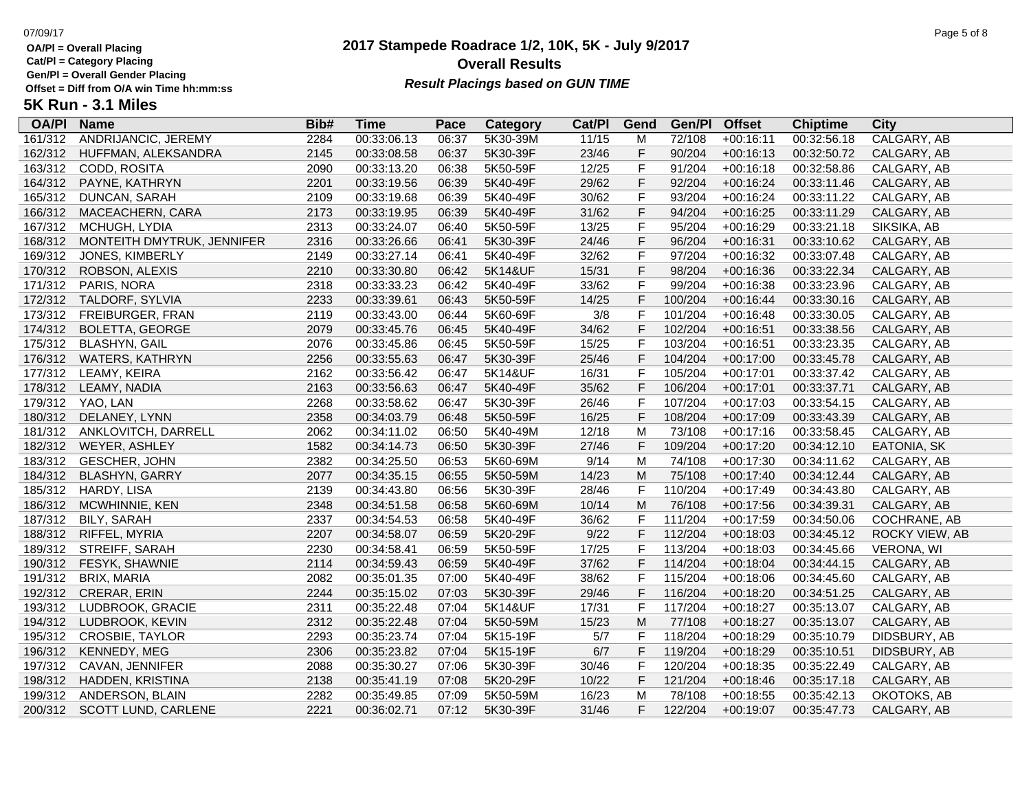OA/Pl = Overall Placing
Cat/Pl = Category Placing
Gen/Pl = Overall Gender Placing
Offset = Diff from O/A win Time hh:mm:ss

# 2017 Stampede Roadrace 1/2, 10K, 5K - July 9/2017

## Overall Results

***Result Placings based on GUN TIME***

## 5K Run - 3.1 Miles

| OA/Pl | Name | Bib# | Time | Pace | Category | Cat/Pl | Gend | Gen/Pl | Offset | Chiptime | City |
|---|---|---|---|---|---|---|---|---|---|---|---|
| 161/312 | ANDRIJANCIC, JEREMY | 2284 | 00:33:06.13 | 06:37 | 5K30-39M | 11/15 | M | 72/108 | +00:16:11 | 00:32:56.18 | CALGARY, AB |
| 162/312 | HUFFMAN, ALEKSANDRA | 2145 | 00:33:08.58 | 06:37 | 5K30-39F | 23/46 | F | 90/204 | +00:16:13 | 00:32:50.72 | CALGARY, AB |
| 163/312 | CODD, ROSITA | 2090 | 00:33:13.20 | 06:38 | 5K50-59F | 12/25 | F | 91/204 | +00:16:18 | 00:32:58.86 | CALGARY, AB |
| 164/312 | PAYNE, KATHRYN | 2201 | 00:33:19.56 | 06:39 | 5K40-49F | 29/62 | F | 92/204 | +00:16:24 | 00:33:11.46 | CALGARY, AB |
| 165/312 | DUNCAN, SARAH | 2109 | 00:33:19.68 | 06:39 | 5K40-49F | 30/62 | F | 93/204 | +00:16:24 | 00:33:11.22 | CALGARY, AB |
| 166/312 | MACEACHERN, CARA | 2173 | 00:33:19.95 | 06:39 | 5K40-49F | 31/62 | F | 94/204 | +00:16:25 | 00:33:11.29 | CALGARY, AB |
| 167/312 | MCHUGH, LYDIA | 2313 | 00:33:24.07 | 06:40 | 5K50-59F | 13/25 | F | 95/204 | +00:16:29 | 00:33:21.18 | SIKSIKA, AB |
| 168/312 | MONTEITH DMYTRUK, JENNIFER | 2316 | 00:33:26.66 | 06:41 | 5K30-39F | 24/46 | F | 96/204 | +00:16:31 | 00:33:10.62 | CALGARY, AB |
| 169/312 | JONES, KIMBERLY | 2149 | 00:33:27.14 | 06:41 | 5K40-49F | 32/62 | F | 97/204 | +00:16:32 | 00:33:07.48 | CALGARY, AB |
| 170/312 | ROBSON, ALEXIS | 2210 | 00:33:30.80 | 06:42 | 5K14&UF | 15/31 | F | 98/204 | +00:16:36 | 00:33:22.34 | CALGARY, AB |
| 171/312 | PARIS, NORA | 2318 | 00:33:33.23 | 06:42 | 5K40-49F | 33/62 | F | 99/204 | +00:16:38 | 00:33:23.96 | CALGARY, AB |
| 172/312 | TALDORF, SYLVIA | 2233 | 00:33:39.61 | 06:43 | 5K50-59F | 14/25 | F | 100/204 | +00:16:44 | 00:33:30.16 | CALGARY, AB |
| 173/312 | FREIBURGER, FRAN | 2119 | 00:33:43.00 | 06:44 | 5K60-69F | 3/8 | F | 101/204 | +00:16:48 | 00:33:30.05 | CALGARY, AB |
| 174/312 | BOLETTA, GEORGE | 2079 | 00:33:45.76 | 06:45 | 5K40-49F | 34/62 | F | 102/204 | +00:16:51 | 00:33:38.56 | CALGARY, AB |
| 175/312 | BLASHYN, GAIL | 2076 | 00:33:45.86 | 06:45 | 5K50-59F | 15/25 | F | 103/204 | +00:16:51 | 00:33:23.35 | CALGARY, AB |
| 176/312 | WATERS, KATHRYN | 2256 | 00:33:55.63 | 06:47 | 5K30-39F | 25/46 | F | 104/204 | +00:17:00 | 00:33:45.78 | CALGARY, AB |
| 177/312 | LEAMY, KEIRA | 2162 | 00:33:56.42 | 06:47 | 5K14&UF | 16/31 | F | 105/204 | +00:17:01 | 00:33:37.42 | CALGARY, AB |
| 178/312 | LEAMY, NADIA | 2163 | 00:33:56.63 | 06:47 | 5K40-49F | 35/62 | F | 106/204 | +00:17:01 | 00:33:37.71 | CALGARY, AB |
| 179/312 | YAO, LAN | 2268 | 00:33:58.62 | 06:47 | 5K30-39F | 26/46 | F | 107/204 | +00:17:03 | 00:33:54.15 | CALGARY, AB |
| 180/312 | DELANEY, LYNN | 2358 | 00:34:03.79 | 06:48 | 5K50-59F | 16/25 | F | 108/204 | +00:17:09 | 00:33:43.39 | CALGARY, AB |
| 181/312 | ANKLOVITCH, DARRELL | 2062 | 00:34:11.02 | 06:50 | 5K40-49M | 12/18 | M | 73/108 | +00:17:16 | 00:33:58.45 | CALGARY, AB |
| 182/312 | WEYER, ASHLEY | 1582 | 00:34:14.73 | 06:50 | 5K30-39F | 27/46 | F | 109/204 | +00:17:20 | 00:34:12.10 | EATONIA, SK |
| 183/312 | GESCHER, JOHN | 2382 | 00:34:25.50 | 06:53 | 5K60-69M | 9/14 | M | 74/108 | +00:17:30 | 00:34:11.62 | CALGARY, AB |
| 184/312 | BLASHYN, GARRY | 2077 | 00:34:35.15 | 06:55 | 5K50-59M | 14/23 | M | 75/108 | +00:17:40 | 00:34:12.44 | CALGARY, AB |
| 185/312 | HARDY, LISA | 2139 | 00:34:43.80 | 06:56 | 5K30-39F | 28/46 | F | 110/204 | +00:17:49 | 00:34:43.80 | CALGARY, AB |
| 186/312 | MCWHINNIE, KEN | 2348 | 00:34:51.58 | 06:58 | 5K60-69M | 10/14 | M | 76/108 | +00:17:56 | 00:34:39.31 | CALGARY, AB |
| 187/312 | BILY, SARAH | 2337 | 00:34:54.53 | 06:58 | 5K40-49F | 36/62 | F | 111/204 | +00:17:59 | 00:34:50.06 | COCHRANE, AB |
| 188/312 | RIFFEL, MYRIA | 2207 | 00:34:58.07 | 06:59 | 5K20-29F | 9/22 | F | 112/204 | +00:18:03 | 00:34:45.12 | ROCKY VIEW, AB |
| 189/312 | STREIFF, SARAH | 2230 | 00:34:58.41 | 06:59 | 5K50-59F | 17/25 | F | 113/204 | +00:18:03 | 00:34:45.66 | VERONA, WI |
| 190/312 | FESYK, SHAWNIE | 2114 | 00:34:59.43 | 06:59 | 5K40-49F | 37/62 | F | 114/204 | +00:18:04 | 00:34:44.15 | CALGARY, AB |
| 191/312 | BRIX, MARIA | 2082 | 00:35:01.35 | 07:00 | 5K40-49F | 38/62 | F | 115/204 | +00:18:06 | 00:34:45.60 | CALGARY, AB |
| 192/312 | CRERAR, ERIN | 2244 | 00:35:15.02 | 07:03 | 5K30-39F | 29/46 | F | 116/204 | +00:18:20 | 00:34:51.25 | CALGARY, AB |
| 193/312 | LUDBROOK, GRACIE | 2311 | 00:35:22.48 | 07:04 | 5K14&UF | 17/31 | F | 117/204 | +00:18:27 | 00:35:13.07 | CALGARY, AB |
| 194/312 | LUDBROOK, KEVIN | 2312 | 00:35:22.48 | 07:04 | 5K50-59M | 15/23 | M | 77/108 | +00:18:27 | 00:35:13.07 | CALGARY, AB |
| 195/312 | CROSBIE, TAYLOR | 2293 | 00:35:23.74 | 07:04 | 5K15-19F | 5/7 | F | 118/204 | +00:18:29 | 00:35:10.79 | DIDSBURY, AB |
| 196/312 | KENNEDY, MEG | 2306 | 00:35:23.82 | 07:04 | 5K15-19F | 6/7 | F | 119/204 | +00:18:29 | 00:35:10.51 | DIDSBURY, AB |
| 197/312 | CAVAN, JENNIFER | 2088 | 00:35:30.27 | 07:06 | 5K30-39F | 30/46 | F | 120/204 | +00:18:35 | 00:35:22.49 | CALGARY, AB |
| 198/312 | HADDEN, KRISTINA | 2138 | 00:35:41.19 | 07:08 | 5K20-29F | 10/22 | F | 121/204 | +00:18:46 | 00:35:17.18 | CALGARY, AB |
| 199/312 | ANDERSON, BLAIN | 2282 | 00:35:49.85 | 07:09 | 5K50-59M | 16/23 | M | 78/108 | +00:18:55 | 00:35:42.13 | OKOTOKS, AB |
| 200/312 | SCOTT LUND, CARLENE | 2221 | 00:36:02.71 | 07:12 | 5K30-39F | 31/46 | F | 122/204 | +00:19:07 | 00:35:47.73 | CALGARY, AB |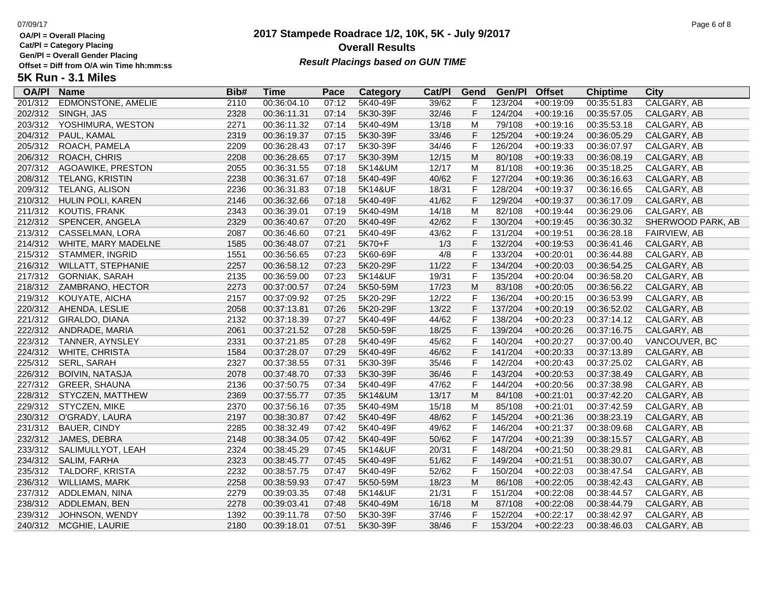**OA/Pl = Overall Placing**
**Cat/Pl = Category Placing**
**Gen/Pl = Overall Gender Placing**
**Offset = Diff from O/A win Time hh:mm:ss**

# 2017 Stampede Roadrace 1/2, 10K, 5K - July 9/2017

## Overall Results

***Result Placings based on GUN TIME***

### 5K Run - 3.1 Miles

| OA/Pl | Name | Bib# | Time | Pace | Category | Cat/Pl | Gend | Gen/Pl | Offset | Chiptime | City |
|---|---|---|---|---|---|---|---|---|---|---|---|
| 201/312 | EDMONSTONE, AMELIE | 2110 | 00:36:04.10 | 07:12 | 5K40-49F | 39/62 | F | 123/204 | +00:19:09 | 00:35:51.83 | CALGARY, AB |
| 202/312 | SINGH, JAS | 2328 | 00:36:11.31 | 07:14 | 5K30-39F | 32/46 | F | 124/204 | +00:19:16 | 00:35:57.05 | CALGARY, AB |
| 203/312 | YOSHIMURA, WESTON | 2271 | 00:36:11.32 | 07:14 | 5K40-49M | 13/18 | M | 79/108 | +00:19:16 | 00:35:53.18 | CALGARY, AB |
| 204/312 | PAUL, KAMAL | 2319 | 00:36:19.37 | 07:15 | 5K30-39F | 33/46 | F | 125/204 | +00:19:24 | 00:36:05.29 | CALGARY, AB |
| 205/312 | ROACH, PAMELA | 2209 | 00:36:28.43 | 07:17 | 5K30-39F | 34/46 | F | 126/204 | +00:19:33 | 00:36:07.97 | CALGARY, AB |
| 206/312 | ROACH, CHRIS | 2208 | 00:36:28.65 | 07:17 | 5K30-39M | 12/15 | M | 80/108 | +00:19:33 | 00:36:08.19 | CALGARY, AB |
| 207/312 | AGOAWIKE, PRESTON | 2055 | 00:36:31.55 | 07:18 | 5K14&UM | 12/17 | M | 81/108 | +00:19:36 | 00:35:18.25 | CALGARY, AB |
| 208/312 | TELANG, KRISTIN | 2238 | 00:36:31.67 | 07:18 | 5K40-49F | 40/62 | F | 127/204 | +00:19:36 | 00:36:16.63 | CALGARY, AB |
| 209/312 | TELANG, ALISON | 2236 | 00:36:31.83 | 07:18 | 5K14&UF | 18/31 | F | 128/204 | +00:19:37 | 00:36:16.65 | CALGARY, AB |
| 210/312 | HULIN POLI, KAREN | 2146 | 00:36:32.66 | 07:18 | 5K40-49F | 41/62 | F | 129/204 | +00:19:37 | 00:36:17.09 | CALGARY, AB |
| 211/312 | KOUTIS, FRANK | 2343 | 00:36:39.01 | 07:19 | 5K40-49M | 14/18 | M | 82/108 | +00:19:44 | 00:36:29.06 | CALGARY, AB |
| 212/312 | SPENCER, ANGELA | 2329 | 00:36:40.67 | 07:20 | 5K40-49F | 42/62 | F | 130/204 | +00:19:45 | 00:36:30.32 | SHERWOOD PARK, AB |
| 213/312 | CASSELMAN, LORA | 2087 | 00:36:46.60 | 07:21 | 5K40-49F | 43/62 | F | 131/204 | +00:19:51 | 00:36:28.18 | FAIRVIEW, AB |
| 214/312 | WHITE, MARY MADELNE | 1585 | 00:36:48.07 | 07:21 | 5K70+F | 1/3 | F | 132/204 | +00:19:53 | 00:36:41.46 | CALGARY, AB |
| 215/312 | STAMMER, INGRID | 1551 | 00:36:56.65 | 07:23 | 5K60-69F | 4/8 | F | 133/204 | +00:20:01 | 00:36:44.88 | CALGARY, AB |
| 216/312 | WILLATT, STEPHANIE | 2257 | 00:36:58.12 | 07:23 | 5K20-29F | 11/22 | F | 134/204 | +00:20:03 | 00:36:54.25 | CALGARY, AB |
| 217/312 | GORNIAK, SARAH | 2135 | 00:36:59.00 | 07:23 | 5K14&UF | 19/31 | F | 135/204 | +00:20:04 | 00:36:58.20 | CALGARY, AB |
| 218/312 | ZAMBRANO, HECTOR | 2273 | 00:37:00.57 | 07:24 | 5K50-59M | 17/23 | M | 83/108 | +00:20:05 | 00:36:56.22 | CALGARY, AB |
| 219/312 | KOUYATE, AICHA | 2157 | 00:37:09.92 | 07:25 | 5K20-29F | 12/22 | F | 136/204 | +00:20:15 | 00:36:53.99 | CALGARY, AB |
| 220/312 | AHENDA, LESLIE | 2058 | 00:37:13.81 | 07:26 | 5K20-29F | 13/22 | F | 137/204 | +00:20:19 | 00:36:52.02 | CALGARY, AB |
| 221/312 | GIRALDO, DIANA | 2132 | 00:37:18.39 | 07:27 | 5K40-49F | 44/62 | F | 138/204 | +00:20:23 | 00:37:14.12 | CALGARY, AB |
| 222/312 | ANDRADE, MARIA | 2061 | 00:37:21.52 | 07:28 | 5K50-59F | 18/25 | F | 139/204 | +00:20:26 | 00:37:16.75 | CALGARY, AB |
| 223/312 | TANNER, AYNSLEY | 2331 | 00:37:21.85 | 07:28 | 5K40-49F | 45/62 | F | 140/204 | +00:20:27 | 00:37:00.40 | VANCOUVER, BC |
| 224/312 | WHITE, CHRISTA | 1584 | 00:37:28.07 | 07:29 | 5K40-49F | 46/62 | F | 141/204 | +00:20:33 | 00:37:13.89 | CALGARY, AB |
| 225/312 | SERL, SARAH | 2327 | 00:37:38.55 | 07:31 | 5K30-39F | 35/46 | F | 142/204 | +00:20:43 | 00:37:25.02 | CALGARY, AB |
| 226/312 | BOIVIN, NATASJA | 2078 | 00:37:48.70 | 07:33 | 5K30-39F | 36/46 | F | 143/204 | +00:20:53 | 00:37:38.49 | CALGARY, AB |
| 227/312 | GREER, SHAUNA | 2136 | 00:37:50.75 | 07:34 | 5K40-49F | 47/62 | F | 144/204 | +00:20:56 | 00:37:38.98 | CALGARY, AB |
| 228/312 | STYCZEN, MATTHEW | 2369 | 00:37:55.77 | 07:35 | 5K14&UM | 13/17 | M | 84/108 | +00:21:01 | 00:37:42.20 | CALGARY, AB |
| 229/312 | STYCZEN, MIKE | 2370 | 00:37:56.16 | 07:35 | 5K40-49M | 15/18 | M | 85/108 | +00:21:01 | 00:37:42.59 | CALGARY, AB |
| 230/312 | O'GRADY, LAURA | 2197 | 00:38:30.87 | 07:42 | 5K40-49F | 48/62 | F | 145/204 | +00:21:36 | 00:38:23.19 | CALGARY, AB |
| 231/312 | BAUER, CINDY | 2285 | 00:38:32.49 | 07:42 | 5K40-49F | 49/62 | F | 146/204 | +00:21:37 | 00:38:09.68 | CALGARY, AB |
| 232/312 | JAMES, DEBRA | 2148 | 00:38:34.05 | 07:42 | 5K40-49F | 50/62 | F | 147/204 | +00:21:39 | 00:38:15.57 | CALGARY, AB |
| 233/312 | SALIMULLYOT, LEAH | 2324 | 00:38:45.29 | 07:45 | 5K14&UF | 20/31 | F | 148/204 | +00:21:50 | 00:38:29.81 | CALGARY, AB |
| 234/312 | SALIM, FARHA | 2323 | 00:38:45.77 | 07:45 | 5K40-49F | 51/62 | F | 149/204 | +00:21:51 | 00:38:30.07 | CALGARY, AB |
| 235/312 | TALDORF, KRISTA | 2232 | 00:38:57.75 | 07:47 | 5K40-49F | 52/62 | F | 150/204 | +00:22:03 | 00:38:47.54 | CALGARY, AB |
| 236/312 | WILLIAMS, MARK | 2258 | 00:38:59.93 | 07:47 | 5K50-59M | 18/23 | M | 86/108 | +00:22:05 | 00:38:42.43 | CALGARY, AB |
| 237/312 | ADDLEMAN, NINA | 2279 | 00:39:03.35 | 07:48 | 5K14&UF | 21/31 | F | 151/204 | +00:22:08 | 00:38:44.57 | CALGARY, AB |
| 238/312 | ADDLEMAN, BEN | 2278 | 00:39:03.41 | 07:48 | 5K40-49M | 16/18 | M | 87/108 | +00:22:08 | 00:38:44.79 | CALGARY, AB |
| 239/312 | JOHNSON, WENDY | 1392 | 00:39:11.78 | 07:50 | 5K30-39F | 37/46 | F | 152/204 | +00:22:17 | 00:38:42.97 | CALGARY, AB |
| 240/312 | MCGHIE, LAURIE | 2180 | 00:39:18.01 | 07:51 | 5K30-39F | 38/46 | F | 153/204 | +00:22:23 | 00:38:46.03 | CALGARY, AB |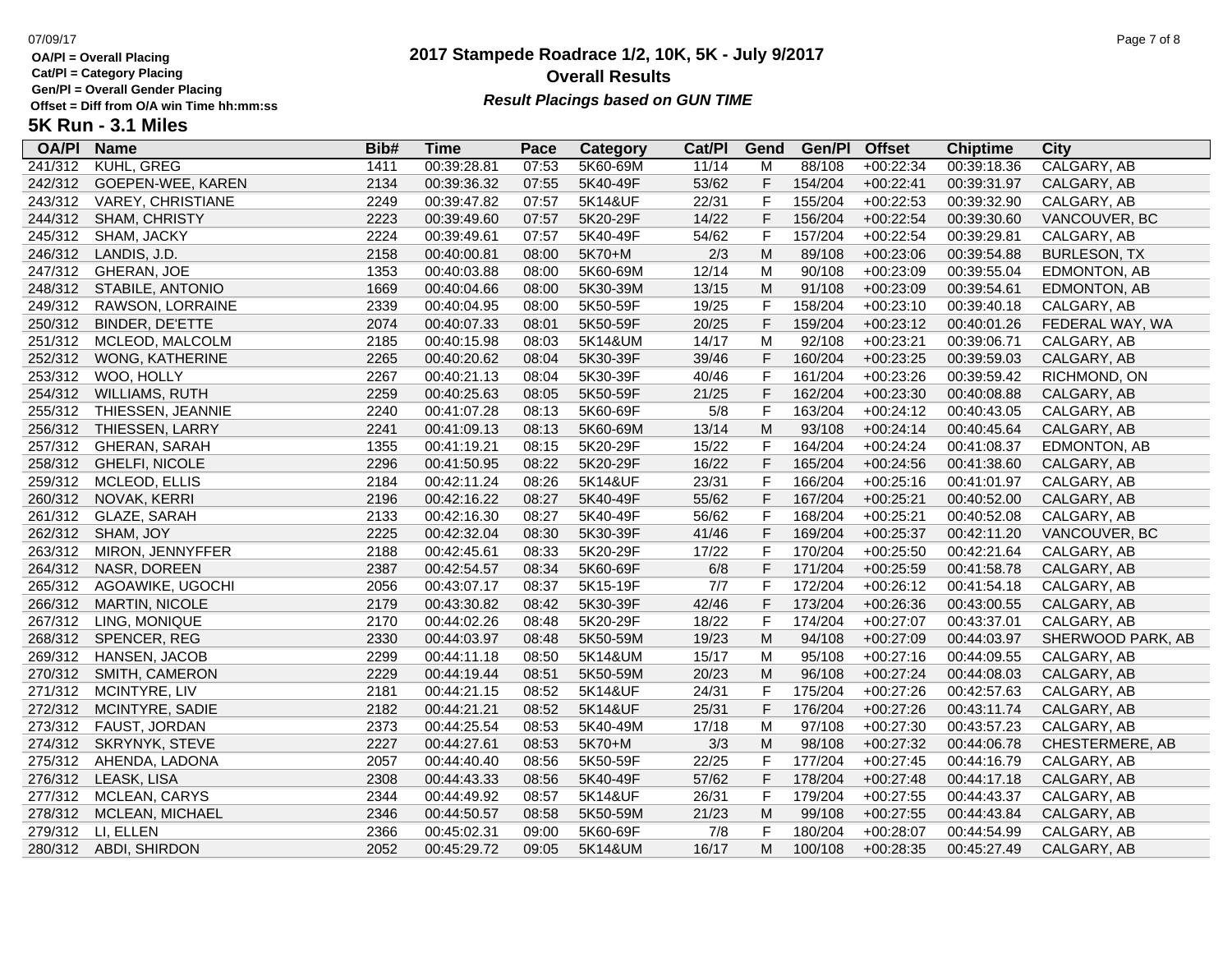OA/Pl = Overall Placing
Cat/Pl = Category Placing
Gen/Pl = Overall Gender Placing
Offset = Diff from O/A win Time hh:mm:ss

# 2017 Stampede Roadrace 1/2, 10K, 5K - July 9/2017

## Overall Results

***Result Placings based on GUN TIME***

## 5K Run - 3.1 Miles

| OA/Pl | Name | Bib# | Time | Pace | Category | Cat/Pl | Gend | Gen/Pl | Offset | Chiptime | City |
|---|---|---|---|---|---|---|---|---|---|---|---|
| 241/312 | KUHL, GREG | 1411 | 00:39:28.81 | 07:53 | 5K60-69M | 11/14 | M | 88/108 | +00:22:34 | 00:39:18.36 | CALGARY, AB |
| 242/312 | GOEPEN-WEE, KAREN | 2134 | 00:39:36.32 | 07:55 | 5K40-49F | 53/62 | F | 154/204 | +00:22:41 | 00:39:31.97 | CALGARY, AB |
| 243/312 | VAREY, CHRISTIANE | 2249 | 00:39:47.82 | 07:57 | 5K14&UF | 22/31 | F | 155/204 | +00:22:53 | 00:39:32.90 | CALGARY, AB |
| 244/312 | SHAM, CHRISTY | 2223 | 00:39:49.60 | 07:57 | 5K20-29F | 14/22 | F | 156/204 | +00:22:54 | 00:39:30.60 | VANCOUVER, BC |
| 245/312 | SHAM, JACKY | 2224 | 00:39:49.61 | 07:57 | 5K40-49F | 54/62 | F | 157/204 | +00:22:54 | 00:39:29.81 | CALGARY, AB |
| 246/312 | LANDIS, J.D. | 2158 | 00:40:00.81 | 08:00 | 5K70+M | 2/3 | M | 89/108 | +00:23:06 | 00:39:54.88 | BURLESON, TX |
| 247/312 | GHERAN, JOE | 1353 | 00:40:03.88 | 08:00 | 5K60-69M | 12/14 | M | 90/108 | +00:23:09 | 00:39:55.04 | EDMONTON, AB |
| 248/312 | STABILE, ANTONIO | 1669 | 00:40:04.66 | 08:00 | 5K30-39M | 13/15 | M | 91/108 | +00:23:09 | 00:39:54.61 | EDMONTON, AB |
| 249/312 | RAWSON, LORRAINE | 2339 | 00:40:04.95 | 08:00 | 5K50-59F | 19/25 | F | 158/204 | +00:23:10 | 00:39:40.18 | CALGARY, AB |
| 250/312 | BINDER, DE'ETTE | 2074 | 00:40:07.33 | 08:01 | 5K50-59F | 20/25 | F | 159/204 | +00:23:12 | 00:40:01.26 | FEDERAL WAY, WA |
| 251/312 | MCLEOD, MALCOLM | 2185 | 00:40:15.98 | 08:03 | 5K14&UM | 14/17 | M | 92/108 | +00:23:21 | 00:39:06.71 | CALGARY, AB |
| 252/312 | WONG, KATHERINE | 2265 | 00:40:20.62 | 08:04 | 5K30-39F | 39/46 | F | 160/204 | +00:23:25 | 00:39:59.03 | CALGARY, AB |
| 253/312 | WOO, HOLLY | 2267 | 00:40:21.13 | 08:04 | 5K30-39F | 40/46 | F | 161/204 | +00:23:26 | 00:39:59.42 | RICHMOND, ON |
| 254/312 | WILLIAMS, RUTH | 2259 | 00:40:25.63 | 08:05 | 5K50-59F | 21/25 | F | 162/204 | +00:23:30 | 00:40:08.88 | CALGARY, AB |
| 255/312 | THIESSEN, JEANNIE | 2240 | 00:41:07.28 | 08:13 | 5K60-69F | 5/8 | F | 163/204 | +00:24:12 | 00:40:43.05 | CALGARY, AB |
| 256/312 | THIESSEN, LARRY | 2241 | 00:41:09.13 | 08:13 | 5K60-69M | 13/14 | M | 93/108 | +00:24:14 | 00:40:45.64 | CALGARY, AB |
| 257/312 | GHERAN, SARAH | 1355 | 00:41:19.21 | 08:15 | 5K20-29F | 15/22 | F | 164/204 | +00:24:24 | 00:41:08.37 | EDMONTON, AB |
| 258/312 | GHELFI, NICOLE | 2296 | 00:41:50.95 | 08:22 | 5K20-29F | 16/22 | F | 165/204 | +00:24:56 | 00:41:38.60 | CALGARY, AB |
| 259/312 | MCLEOD, ELLIS | 2184 | 00:42:11.24 | 08:26 | 5K14&UF | 23/31 | F | 166/204 | +00:25:16 | 00:41:01.97 | CALGARY, AB |
| 260/312 | NOVAK, KERRI | 2196 | 00:42:16.22 | 08:27 | 5K40-49F | 55/62 | F | 167/204 | +00:25:21 | 00:40:52.00 | CALGARY, AB |
| 261/312 | GLAZE, SARAH | 2133 | 00:42:16.30 | 08:27 | 5K40-49F | 56/62 | F | 168/204 | +00:25:21 | 00:40:52.08 | CALGARY, AB |
| 262/312 | SHAM, JOY | 2225 | 00:42:32.04 | 08:30 | 5K30-39F | 41/46 | F | 169/204 | +00:25:37 | 00:42:11.20 | VANCOUVER, BC |
| 263/312 | MIRON, JENNYFFER | 2188 | 00:42:45.61 | 08:33 | 5K20-29F | 17/22 | F | 170/204 | +00:25:50 | 00:42:21.64 | CALGARY, AB |
| 264/312 | NASR, DOREEN | 2387 | 00:42:54.57 | 08:34 | 5K60-69F | 6/8 | F | 171/204 | +00:25:59 | 00:41:58.78 | CALGARY, AB |
| 265/312 | AGOAWIKE, UGOCHI | 2056 | 00:43:07.17 | 08:37 | 5K15-19F | 7/7 | F | 172/204 | +00:26:12 | 00:41:54.18 | CALGARY, AB |
| 266/312 | MARTIN, NICOLE | 2179 | 00:43:30.82 | 08:42 | 5K30-39F | 42/46 | F | 173/204 | +00:26:36 | 00:43:00.55 | CALGARY, AB |
| 267/312 | LING, MONIQUE | 2170 | 00:44:02.26 | 08:48 | 5K20-29F | 18/22 | F | 174/204 | +00:27:07 | 00:43:37.01 | CALGARY, AB |
| 268/312 | SPENCER, REG | 2330 | 00:44:03.97 | 08:48 | 5K50-59M | 19/23 | M | 94/108 | +00:27:09 | 00:44:03.97 | SHERWOOD PARK, AB |
| 269/312 | HANSEN, JACOB | 2299 | 00:44:11.18 | 08:50 | 5K14&UM | 15/17 | M | 95/108 | +00:27:16 | 00:44:09.55 | CALGARY, AB |
| 270/312 | SMITH, CAMERON | 2229 | 00:44:19.44 | 08:51 | 5K50-59M | 20/23 | M | 96/108 | +00:27:24 | 00:44:08.03 | CALGARY, AB |
| 271/312 | MCINTYRE, LIV | 2181 | 00:44:21.15 | 08:52 | 5K14&UF | 24/31 | F | 175/204 | +00:27:26 | 00:42:57.63 | CALGARY, AB |
| 272/312 | MCINTYRE, SADIE | 2182 | 00:44:21.21 | 08:52 | 5K14&UF | 25/31 | F | 176/204 | +00:27:26 | 00:43:11.74 | CALGARY, AB |
| 273/312 | FAUST, JORDAN | 2373 | 00:44:25.54 | 08:53 | 5K40-49M | 17/18 | M | 97/108 | +00:27:30 | 00:43:57.23 | CALGARY, AB |
| 274/312 | SKRYNYK, STEVE | 2227 | 00:44:27.61 | 08:53 | 5K70+M | 3/3 | M | 98/108 | +00:27:32 | 00:44:06.78 | CHESTERMERE, AB |
| 275/312 | AHENDA, LADONA | 2057 | 00:44:40.40 | 08:56 | 5K50-59F | 22/25 | F | 177/204 | +00:27:45 | 00:44:16.79 | CALGARY, AB |
| 276/312 | LEASK, LISA | 2308 | 00:44:43.33 | 08:56 | 5K40-49F | 57/62 | F | 178/204 | +00:27:48 | 00:44:17.18 | CALGARY, AB |
| 277/312 | MCLEAN, CARYS | 2344 | 00:44:49.92 | 08:57 | 5K14&UF | 26/31 | F | 179/204 | +00:27:55 | 00:44:43.37 | CALGARY, AB |
| 278/312 | MCLEAN, MICHAEL | 2346 | 00:44:50.57 | 08:58 | 5K50-59M | 21/23 | M | 99/108 | +00:27:55 | 00:44:43.84 | CALGARY, AB |
| 279/312 | LI, ELLEN | 2366 | 00:45:02.31 | 09:00 | 5K60-69F | 7/8 | F | 180/204 | +00:28:07 | 00:44:54.99 | CALGARY, AB |
| 280/312 | ABDI, SHIRDON | 2052 | 00:45:29.72 | 09:05 | 5K14&UM | 16/17 | M | 100/108 | +00:28:35 | 00:45:27.49 | CALGARY, AB |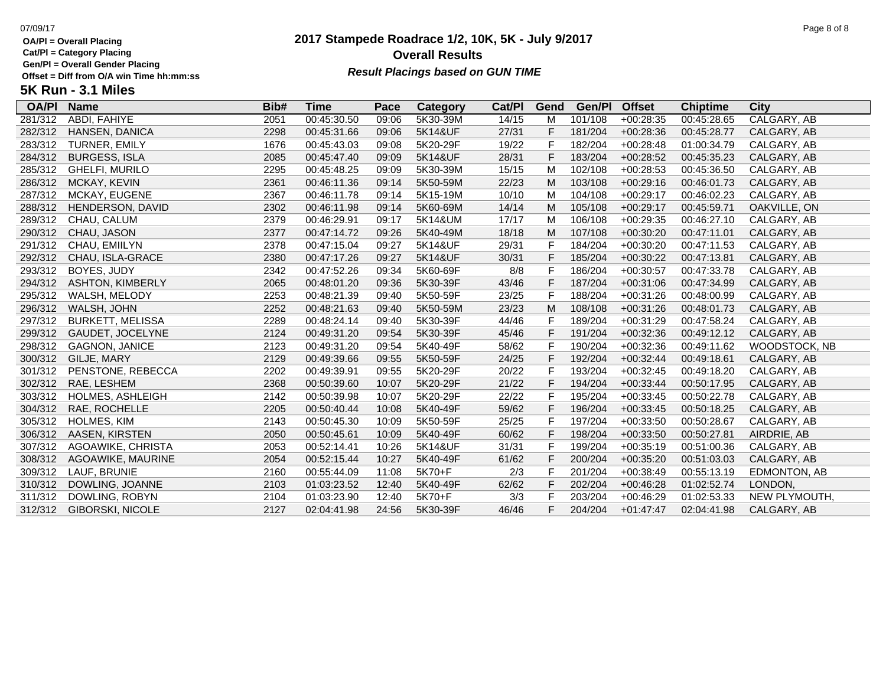**OA/Pl = Overall Placing**
**Cat/Pl = Category Placing**
**Gen/Pl = Overall Gender Placing**
**Offset = Diff from O/A win Time hh:mm:ss**

# 2017 Stampede Roadrace 1/2, 10K, 5K - July 9/2017

## Overall Results

***Result Placings based on GUN TIME***

### 5K Run - 3.1 Miles

| OA/Pl | Name | Bib# | Time | Pace | Category | Cat/Pl | Gend | Gen/Pl | Offset | Chiptime | City |
|---|---|---|---|---|---|---|---|---|---|---|---|
| 281/312 | ABDI, FAHIYE | 2051 | 00:45:30.50 | 09:06 | 5K30-39M | 14/15 | M | 101/108 | +00:28:35 | 00:45:28.65 | CALGARY, AB |
| 282/312 | HANSEN, DANICA | 2298 | 00:45:31.66 | 09:06 | 5K14&UF | 27/31 | F | 181/204 | +00:28:36 | 00:45:28.77 | CALGARY, AB |
| 283/312 | TURNER, EMILY | 1676 | 00:45:43.03 | 09:08 | 5K20-29F | 19/22 | F | 182/204 | +00:28:48 | 01:00:34.79 | CALGARY, AB |
| 284/312 | BURGESS, ISLA | 2085 | 00:45:47.40 | 09:09 | 5K14&UF | 28/31 | F | 183/204 | +00:28:52 | 00:45:35.23 | CALGARY, AB |
| 285/312 | GHELFI, MURILO | 2295 | 00:45:48.25 | 09:09 | 5K30-39M | 15/15 | M | 102/108 | +00:28:53 | 00:45:36.50 | CALGARY, AB |
| 286/312 | MCKAY, KEVIN | 2361 | 00:46:11.36 | 09:14 | 5K50-59M | 22/23 | M | 103/108 | +00:29:16 | 00:46:01.73 | CALGARY, AB |
| 287/312 | MCKAY, EUGENE | 2367 | 00:46:11.78 | 09:14 | 5K15-19M | 10/10 | M | 104/108 | +00:29:17 | 00:46:02.23 | CALGARY, AB |
| 288/312 | HENDERSON, DAVID | 2302 | 00:46:11.98 | 09:14 | 5K60-69M | 14/14 | M | 105/108 | +00:29:17 | 00:45:59.71 | OAKVILLE, ON |
| 289/312 | CHAU, CALUM | 2379 | 00:46:29.91 | 09:17 | 5K14&UM | 17/17 | M | 106/108 | +00:29:35 | 00:46:27.10 | CALGARY, AB |
| 290/312 | CHAU, JASON | 2377 | 00:47:14.72 | 09:26 | 5K40-49M | 18/18 | M | 107/108 | +00:30:20 | 00:47:11.01 | CALGARY, AB |
| 291/312 | CHAU, EMIILYN | 2378 | 00:47:15.04 | 09:27 | 5K14&UF | 29/31 | F | 184/204 | +00:30:20 | 00:47:11.53 | CALGARY, AB |
| 292/312 | CHAU, ISLA-GRACE | 2380 | 00:47:17.26 | 09:27 | 5K14&UF | 30/31 | F | 185/204 | +00:30:22 | 00:47:13.81 | CALGARY, AB |
| 293/312 | BOYES, JUDY | 2342 | 00:47:52.26 | 09:34 | 5K60-69F | 8/8 | F | 186/204 | +00:30:57 | 00:47:33.78 | CALGARY, AB |
| 294/312 | ASHTON, KIMBERLY | 2065 | 00:48:01.20 | 09:36 | 5K30-39F | 43/46 | F | 187/204 | +00:31:06 | 00:47:34.99 | CALGARY, AB |
| 295/312 | WALSH, MELODY | 2253 | 00:48:21.39 | 09:40 | 5K50-59F | 23/25 | F | 188/204 | +00:31:26 | 00:48:00.99 | CALGARY, AB |
| 296/312 | WALSH, JOHN | 2252 | 00:48:21.63 | 09:40 | 5K50-59M | 23/23 | M | 108/108 | +00:31:26 | 00:48:01.73 | CALGARY, AB |
| 297/312 | BURKETT, MELISSA | 2289 | 00:48:24.14 | 09:40 | 5K30-39F | 44/46 | F | 189/204 | +00:31:29 | 00:47:58.24 | CALGARY, AB |
| 299/312 | GAUDET, JOCELYNE | 2124 | 00:49:31.20 | 09:54 | 5K30-39F | 45/46 | F | 191/204 | +00:32:36 | 00:49:12.12 | CALGARY, AB |
| 298/312 | GAGNON, JANICE | 2123 | 00:49:31.20 | 09:54 | 5K40-49F | 58/62 | F | 190/204 | +00:32:36 | 00:49:11.62 | WOODSTOCK, NB |
| 300/312 | GILJE, MARY | 2129 | 00:49:39.66 | 09:55 | 5K50-59F | 24/25 | F | 192/204 | +00:32:44 | 00:49:18.61 | CALGARY, AB |
| 301/312 | PENSTONE, REBECCA | 2202 | 00:49:39.91 | 09:55 | 5K20-29F | 20/22 | F | 193/204 | +00:32:45 | 00:49:18.20 | CALGARY, AB |
| 302/312 | RAE, LESHEM | 2368 | 00:50:39.60 | 10:07 | 5K20-29F | 21/22 | F | 194/204 | +00:33:44 | 00:50:17.95 | CALGARY, AB |
| 303/312 | HOLMES, ASHLEIGH | 2142 | 00:50:39.98 | 10:07 | 5K20-29F | 22/22 | F | 195/204 | +00:33:45 | 00:50:22.78 | CALGARY, AB |
| 304/312 | RAE, ROCHELLE | 2205 | 00:50:40.44 | 10:08 | 5K40-49F | 59/62 | F | 196/204 | +00:33:45 | 00:50:18.25 | CALGARY, AB |
| 305/312 | HOLMES, KIM | 2143 | 00:50:45.30 | 10:09 | 5K50-59F | 25/25 | F | 197/204 | +00:33:50 | 00:50:28.67 | CALGARY, AB |
| 306/312 | AASEN, KIRSTEN | 2050 | 00:50:45.61 | 10:09 | 5K40-49F | 60/62 | F | 198/204 | +00:33:50 | 00:50:27.81 | AIRDRIE, AB |
| 307/312 | AGOAWIKE, CHRISTA | 2053 | 00:52:14.41 | 10:26 | 5K14&UF | 31/31 | F | 199/204 | +00:35:19 | 00:51:00.36 | CALGARY, AB |
| 308/312 | AGOAWIKE, MAURINE | 2054 | 00:52:15.44 | 10:27 | 5K40-49F | 61/62 | F | 200/204 | +00:35:20 | 00:51:03.03 | CALGARY, AB |
| 309/312 | LAUF, BRUNIE | 2160 | 00:55:44.09 | 11:08 | 5K70+F | 2/3 | F | 201/204 | +00:38:49 | 00:55:13.19 | EDMONTON, AB |
| 310/312 | DOWLING, JOANNE | 2103 | 01:03:23.52 | 12:40 | 5K40-49F | 62/62 | F | 202/204 | +00:46:28 | 01:02:52.74 | LONDON, |
| 311/312 | DOWLING, ROBYN | 2104 | 01:03:23.90 | 12:40 | 5K70+F | 3/3 | F | 203/204 | +00:46:29 | 01:02:53.33 | NEW PLYMOUTH, |
| 312/312 | GIBORSKI, NICOLE | 2127 | 02:04:41.98 | 24:56 | 5K30-39F | 46/46 | F | 204/204 | +01:47:47 | 02:04:41.98 | CALGARY, AB |